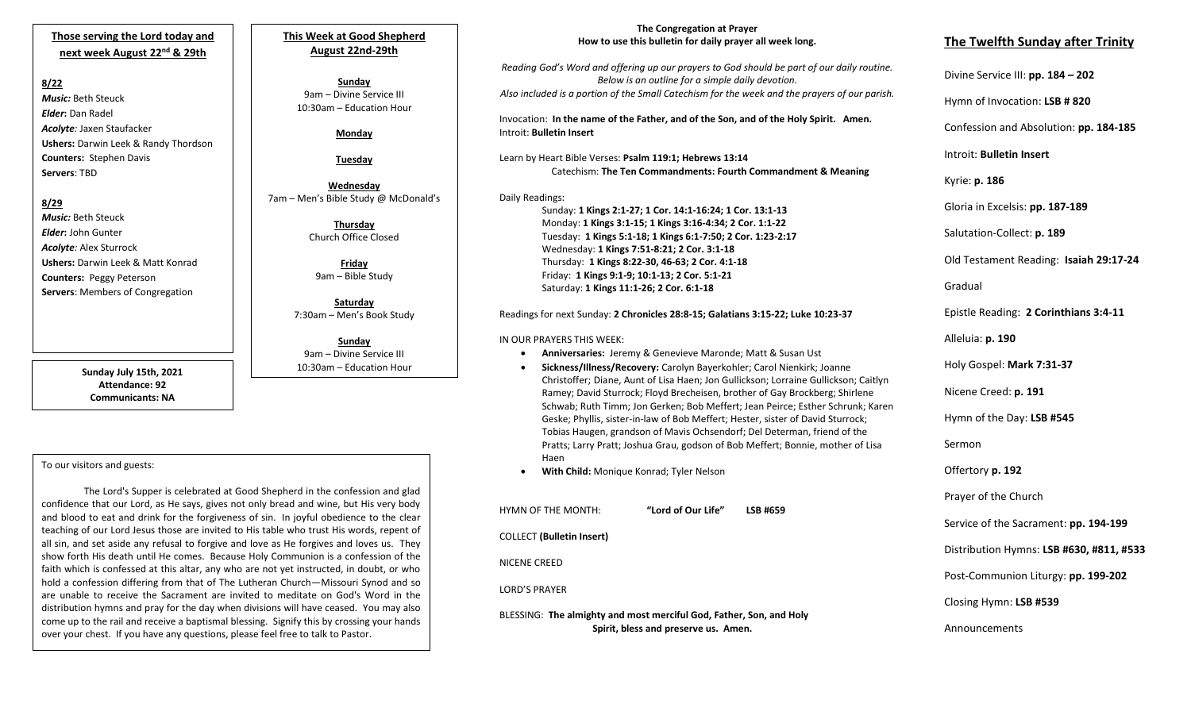## Those serving the Lord today and next week August 22nd & 29th

**8/22**

***Music:*** Beth Steuck
***Elder*:** Dan Radel
***Acolyte**:* Jaxen Staufacker
**Ushers:** Darwin Leek & Randy Thordson
**Counters:** Stephen Davis
**Servers**: TBD

**8/29**

***Music:*** Beth Steuck
***Elder*:** John Gunter
***Acolyte**:* Alex Sturrock
**Ushers:** Darwin Leek & Matt Konrad
**Counters:** Peggy Peterson
**Servers**: Members of Congregation

**Sunday July 15th, 2021**
**Attendance: 92**
**Communicants: NA**

## This Week at Good Shepherd August 22nd-29th

**Sunday**
9am – Divine Service III
10:30am – Education Hour

**Monday**

**Tuesday**

**Wednesday**
7am – Men's Bible Study @ McDonald's

**Thursday**
Church Office Closed

**Friday**
9am – Bible Study

**Saturday**
7:30am – Men's Book Study

**Sunday**
9am – Divine Service III
10:30am – Education Hour

To our visitors and guests:

The Lord's Supper is celebrated at Good Shepherd in the confession and glad confidence that our Lord, as He says, gives not only bread and wine, but His very body and blood to eat and drink for the forgiveness of sin. In joyful obedience to the clear teaching of our Lord Jesus those are invited to His table who trust His words, repent of all sin, and set aside any refusal to forgive and love as He forgives and loves us. They show forth His death until He comes. Because Holy Communion is a confession of the faith which is confessed at this altar, any who are not yet instructed, in doubt, or who hold a confession differing from that of The Lutheran Church—Missouri Synod and so are unable to receive the Sacrament are invited to meditate on God's Word in the distribution hymns and pray for the day when divisions will have ceased. You may also come up to the rail and receive a baptismal blessing. Signify this by crossing your hands over your chest. If you have any questions, please feel free to talk to Pastor.

## The Congregation at Prayer
**How to use this bulletin for daily prayer all week long.**

*Reading God's Word and offering up our prayers to God should be part of our daily routine. Below is an outline for a simple daily devotion. Also included is a portion of the Small Catechism for the week and the prayers of our parish.*

Invocation: **In the name of the Father, and of the Son, and of the Holy Spirit. Amen.**
Introit: **Bulletin Insert**

Learn by Heart Bible Verses: **Psalm 119:1; Hebrews 13:14**
Catechism: **The Ten Commandments: Fourth Commandment & Meaning**

Daily Readings:
Sunday: **1 Kings 2:1-27; 1 Cor. 14:1-16:24; 1 Cor. 13:1-13**
Monday: **1 Kings 3:1-15; 1 Kings 3:16-4:34; 2 Cor. 1:1-22**
Tuesday: **1 Kings 5:1-18; 1 Kings 6:1-7:50; 2 Cor. 1:23-2:17**
Wednesday: **1 Kings 7:51-8:21; 2 Cor. 3:1-18**
Thursday: **1 Kings 8:22-30, 46-63; 2 Cor. 4:1-18**
Friday: **1 Kings 9:1-9; 10:1-13; 2 Cor. 5:1-21**
Saturday: **1 Kings 11:1-26; 2 Cor. 6:1-18**

Readings for next Sunday: **2 Chronicles 28:8-15; Galatians 3:15-22; Luke 10:23-37**

IN OUR PRAYERS THIS WEEK:

- **Anniversaries:** Jeremy & Genevieve Maronde; Matt & Susan Ust
- **Sickness/Illness/Recovery:** Carolyn Bayerkohler; Carol Nienkirk; Joanne Christoffer; Diane, Aunt of Lisa Haen; Jon Gullickson; Lorraine Gullickson; Caitlyn Ramey; David Sturrock; Floyd Brecheisen, brother of Gay Brockberg; Shirlene Schwab; Ruth Timm; Jon Gerken; Bob Meffert; Jean Peirce; Esther Schrunk; Karen Geske; Phyllis, sister-in-law of Bob Meffert; Hester, sister of David Sturrock; Tobias Haugen, grandson of Mavis Ochsendorf; Del Determan, friend of the Pratts; Larry Pratt; Joshua Grau, godson of Bob Meffert; Bonnie, mother of Lisa Haen
- **With Child:** Monique Konrad; Tyler Nelson

HYMN OF THE MONTH: **"Lord of Our Life" LSB #659**

COLLECT **(Bulletin Insert)**

NICENE CREED

LORD'S PRAYER

BLESSING: **The almighty and most merciful God, Father, Son, and Holy Spirit, bless and preserve us. Amen.**

## The Twelfth Sunday after Trinity

Divine Service III: **pp. 184 – 202**

Hymn of Invocation: **LSB # 820**

Confession and Absolution: **pp. 184-185**

Introit: **Bulletin Insert**

Kyrie: **p. 186**

Gloria in Excelsis: **pp. 187-189**

Salutation-Collect: **p. 189**

Old Testament Reading: **Isaiah 29:17-24**

Gradual

Epistle Reading: **2 Corinthians 3:4-11**

Alleluia: **p. 190**

Holy Gospel: **Mark 7:31-37**

Nicene Creed: **p. 191**

Hymn of the Day: **LSB #545**

Sermon

Offertory **p. 192**

Prayer of the Church

Service of the Sacrament: **pp. 194-199**

Distribution Hymns: **LSB #630, #811, #533**

Post-Communion Liturgy: **pp. 199-202**

Closing Hymn: **LSB #539**

Announcements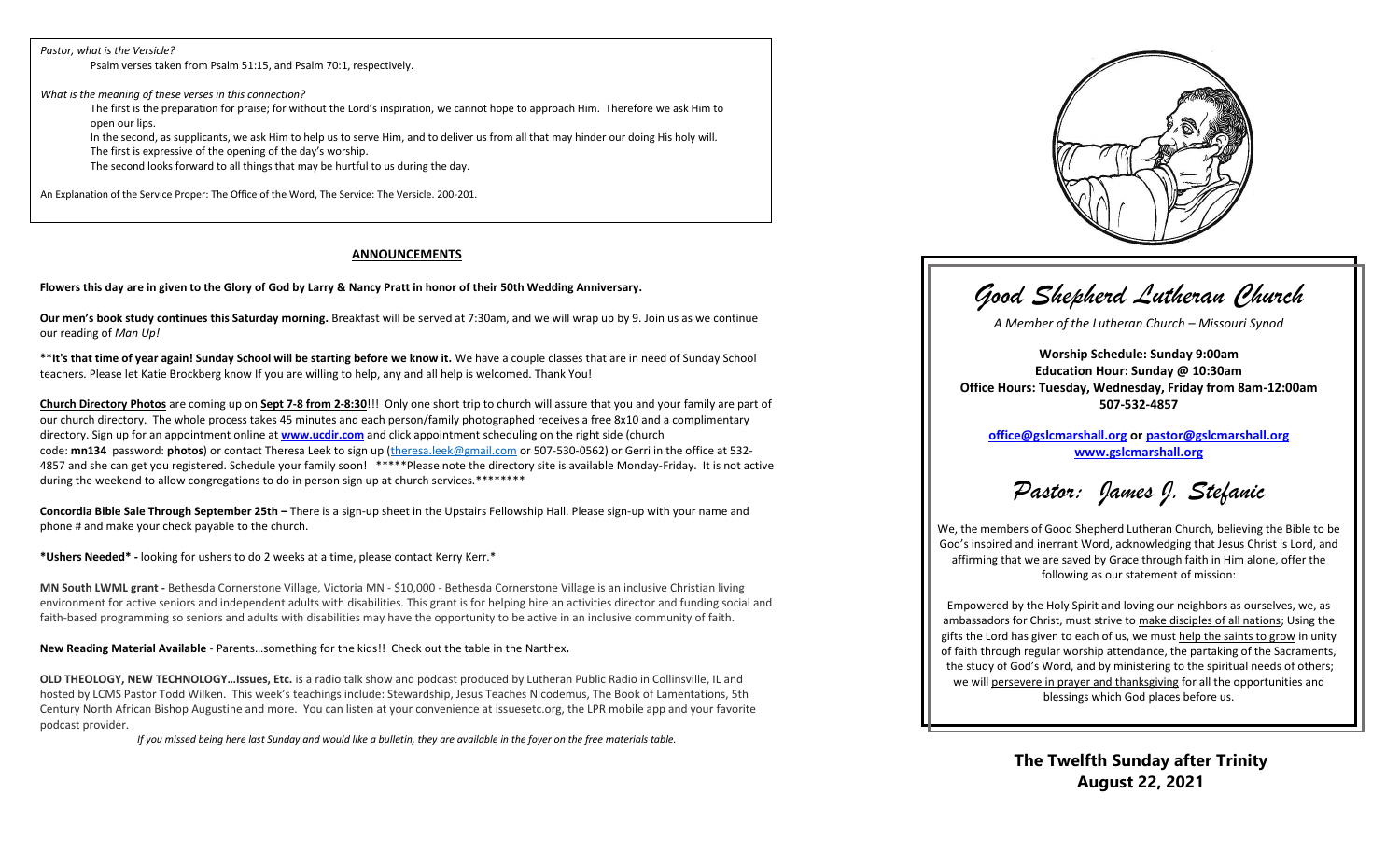*Pastor, what is the Versicle?*

Psalm verses taken from Psalm 51:15, and Psalm 70:1, respectively.

*What is the meaning of these verses in this connection?*

The first is the preparation for praise; for without the Lord's inspiration, we cannot hope to approach Him. Therefore we ask Him to open our lips.

In the second, as supplicants, we ask Him to help us to serve Him, and to deliver us from all that may hinder our doing His holy will.

The first is expressive of the opening of the day's worship.

The second looks forward to all things that may be hurtful to us during the day.

An Explanation of the Service Proper: The Office of the Word, The Service: The Versicle. 200-201.

## ANNOUNCEMENTS

**Flowers this day are in given to the Glory of God by Larry & Nancy Pratt in honor of their 50th Wedding Anniversary.**

**Our men's book study continues this Saturday morning.** Breakfast will be served at 7:30am, and we will wrap up by 9. Join us as we continue our reading of *Man Up!*

**\*\*It's that time of year again! Sunday School will be starting before we know it.** We have a couple classes that are in need of Sunday School teachers. Please let Katie Brockberg know If you are willing to help, any and all help is welcomed. Thank You!

**Church Directory Photos** are coming up on **Sept 7-8 from 2-8:30**!!! Only one short trip to church will assure that you and your family are part of our church directory. The whole process takes 45 minutes and each person/family photographed receives a free 8x10 and a complimentary directory. Sign up for an appointment online at **www.ucdir.com** and click appointment scheduling on the right side (church code: **mn134** password: **photos**) or contact Theresa Leek to sign up (theresa.leek@gmail.com or 507-530-0562) or Gerri in the office at 532-4857 and she can get you registered. Schedule your family soon! \*\*\*\*\*Please note the directory site is available Monday-Friday. It is not active during the weekend to allow congregations to do in person sign up at church services.\*\*\*\*\*\*\*\*

**Concordia Bible Sale Through September 25th –** There is a sign-up sheet in the Upstairs Fellowship Hall. Please sign-up with your name and phone # and make your check payable to the church.

**\*Ushers Needed\* -** looking for ushers to do 2 weeks at a time, please contact Kerry Kerr.\*

**MN South LWML grant -** Bethesda Cornerstone Village, Victoria MN - $10,000 - Bethesda Cornerstone Village is an inclusive Christian living environment for active seniors and independent adults with disabilities. This grant is for helping hire an activities director and funding social and faith-based programming so seniors and adults with disabilities may have the opportunity to be active in an inclusive community of faith.

**New Reading Material Available** - Parents…something for the kids!! Check out the table in the Narthex**.**

**OLD THEOLOGY, NEW TECHNOLOGY…Issues, Etc.** is a radio talk show and podcast produced by Lutheran Public Radio in Collinsville, IL and hosted by LCMS Pastor Todd Wilken. This week's teachings include: Stewardship, Jesus Teaches Nicodemus, The Book of Lamentations, 5th Century North African Bishop Augustine and more. You can listen at your convenience at issuesetc.org, the LPR mobile app and your favorite podcast provider.

*If you missed being here last Sunday and would like a bulletin, they are available in the foyer on the free materials table.*

# *Good Shepherd Lutheran Church*

*A Member of the Lutheran Church – Missouri Synod*

**Worship Schedule: Sunday 9:00am**
**Education Hour: Sunday @ 10:30am**
**Office Hours: Tuesday, Wednesday, Friday from 8am-12:00am**
**507-532-4857**

**office@gslcmarshall.org or pastor@gslcmarshall.org**
**www.gslcmarshall.org**

## *Pastor: James J. Stefanic*

We, the members of Good Shepherd Lutheran Church, believing the Bible to be God's inspired and inerrant Word, acknowledging that Jesus Christ is Lord, and affirming that we are saved by Grace through faith in Him alone, offer the following as our statement of mission:

Empowered by the Holy Spirit and loving our neighbors as ourselves, we, as ambassadors for Christ, must strive to make disciples of all nations; Using the gifts the Lord has given to each of us, we must help the saints to grow in unity of faith through regular worship attendance, the partaking of the Sacraments, the study of God's Word, and by ministering to the spiritual needs of others; we will persevere in prayer and thanksgiving for all the opportunities and blessings which God places before us.

**The Twelfth Sunday after Trinity**
**August 22, 2021**